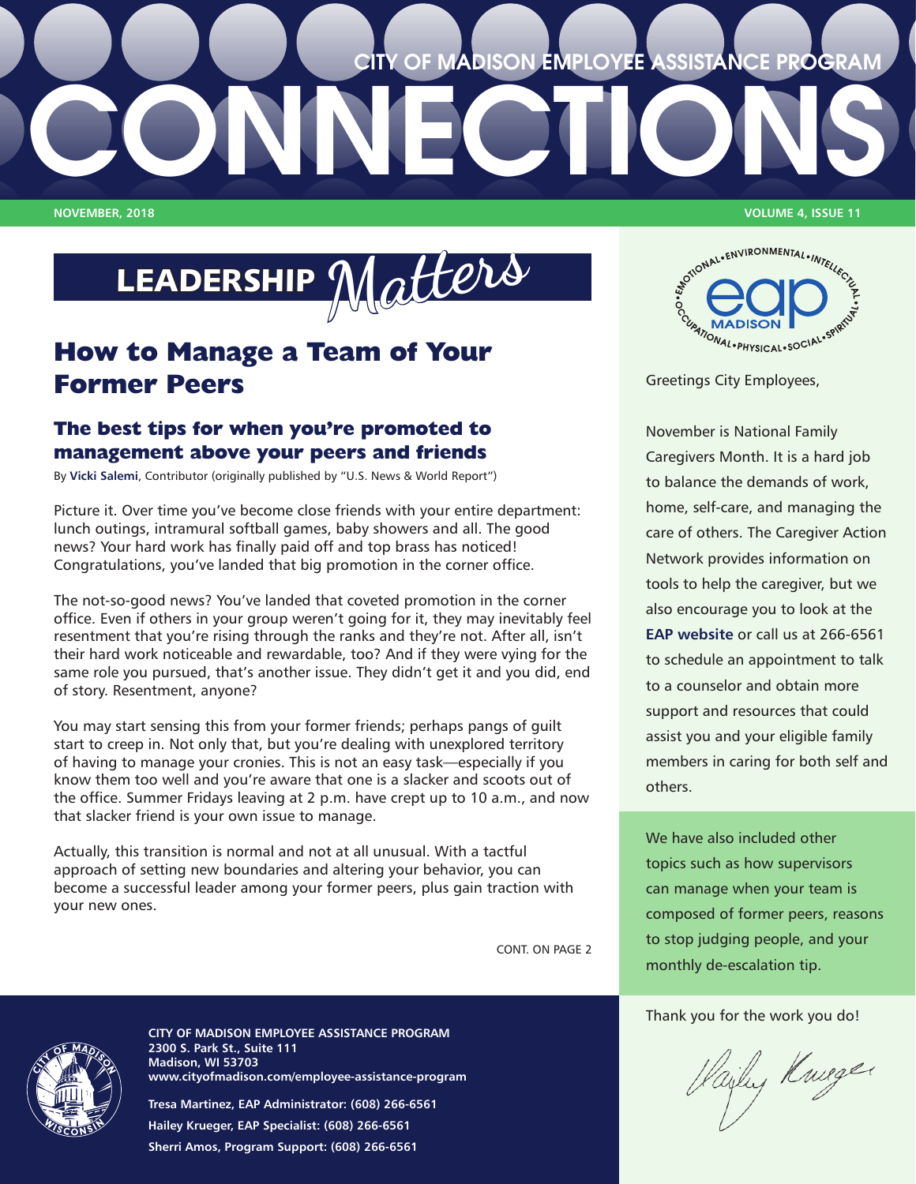# CITY OF MADISON EMPLOYEE ASSISTANCE PROGRAM CONNECTIONS

NOVEMBER, 2018 | VOLUME 4, ISSUE 11

## LEADERSHIP *Matters*

## How to Manage a Team of Your Former Peers

### The best tips for when you're promoted to management above your peers and friends

By **Vicki Salemi**, Contributor (originally published by "U.S. News & World Report")

Picture it. Over time you've become close friends with your entire department: lunch outings, intramural softball games, baby showers and all. The good news? Your hard work has finally paid off and top brass has noticed! Congratulations, you've landed that big promotion in the corner office.

The not-so-good news? You've landed that coveted promotion in the corner office. Even if others in your group weren't going for it, they may inevitably feel resentment that you're rising through the ranks and they're not. After all, isn't their hard work noticeable and rewardable, too? And if they were vying for the same role you pursued, that's another issue. They didn't get it and you did, end of story. Resentment, anyone?

You may start sensing this from your former friends; perhaps pangs of guilt start to creep in. Not only that, but you're dealing with unexplored territory of having to manage your cronies. This is not an easy task—especially if you know them too well and you're aware that one is a slacker and scoots out of the office. Summer Fridays leaving at 2 p.m. have crept up to 10 a.m., and now that slacker friend is your own issue to manage.

Actually, this transition is normal and not at all unusual. With a tactful approach of setting new boundaries and altering your behavior, you can become a successful leader among your former peers, plus gain traction with your new ones.

CONT. ON PAGE 2

EMOTIONAL • ENVIRONMENTAL • INTELLECTUAL • SPIRITUAL • SOCIAL • PHYSICAL • OCCUPATIONAL
eap MADISON

Greetings City Employees,

November is National Family Caregivers Month. It is a hard job to balance the demands of work, home, self-care, and managing the care of others. The Caregiver Action Network provides information on tools to help the caregiver, but we also encourage you to look at the **EAP website** or call us at 266-6561 to schedule an appointment to talk to a counselor and obtain more support and resources that could assist you and your eligible family members in caring for both self and others.

We have also included other topics such as how supervisors can manage when your team is composed of former peers, reasons to stop judging people, and your monthly de-escalation tip.

Thank you for the work you do!

Hailey Krueger

**CITY OF MADISON EMPLOYEE ASSISTANCE PROGRAM**
**2300 S. Park St., Suite 111**
**Madison, WI 53703**
**www.cityofmadison.com/employee-assistance-program**

**Tresa Martinez, EAP Administrator: (608) 266-6561**
**Hailey Krueger, EAP Specialist: (608) 266-6561**
**Sherri Amos, Program Support: (608) 266-6561**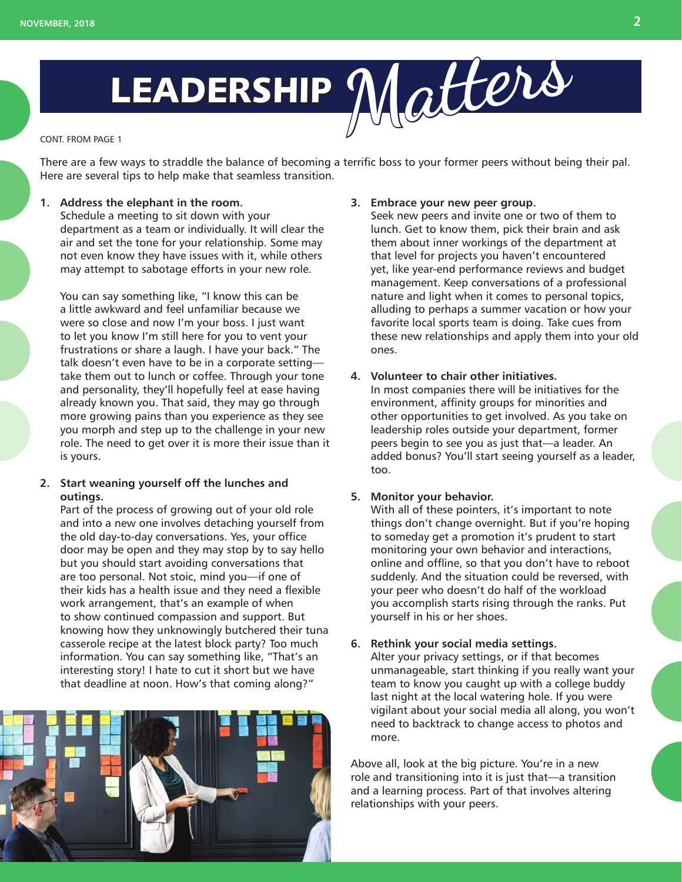# LEADERSHIP *Matters*

CONT. FROM PAGE 1

There are a few ways to straddle the balance of becoming a terrific boss to your former peers without being their pal. Here are several tips to help make that seamless transition.

1. **Address the elephant in the room.**
   Schedule a meeting to sit down with your department as a team or individually. It will clear the air and set the tone for your relationship. Some may not even know they have issues with it, while others may attempt to sabotage efforts in your new role.

   You can say something like, "I know this can be a little awkward and feel unfamiliar because we were so close and now I'm your boss. I just want to let you know I'm still here for you to vent your frustrations or share a laugh. I have your back." The talk doesn't even have to be in a corporate setting—take them out to lunch or coffee. Through your tone and personality, they'll hopefully feel at ease having already known you. That said, they may go through more growing pains than you experience as they see you morph and step up to the challenge in your new role. The need to get over it is more their issue than it is yours.

2. **Start weaning yourself off the lunches and outings.**
   Part of the process of growing out of your old role and into a new one involves detaching yourself from the old day-to-day conversations. Yes, your office door may be open and they may stop by to say hello but you should start avoiding conversations that are too personal. Not stoic, mind you—if one of their kids has a health issue and they need a flexible work arrangement, that's an example of when to show continued compassion and support. But knowing how they unknowingly butchered their tuna casserole recipe at the latest block party? Too much information. You can say something like, "That's an interesting story! I hate to cut it short but we have that deadline at noon. How's that coming along?"

3. **Embrace your new peer group.**
   Seek new peers and invite one or two of them to lunch. Get to know them, pick their brain and ask them about inner workings of the department at that level for projects you haven't encountered yet, like year-end performance reviews and budget management. Keep conversations of a professional nature and light when it comes to personal topics, alluding to perhaps a summer vacation or how your favorite local sports team is doing. Take cues from these new relationships and apply them into your old ones.

4. **Volunteer to chair other initiatives.**
   In most companies there will be initiatives for the environment, affinity groups for minorities and other opportunities to get involved. As you take on leadership roles outside your department, former peers begin to see you as just that—a leader. An added bonus? You'll start seeing yourself as a leader, too.

5. **Monitor your behavior.**
   With all of these pointers, it's important to note things don't change overnight. But if you're hoping to someday get a promotion it's prudent to start monitoring your own behavior and interactions, online and offline, so that you don't have to reboot suddenly. And the situation could be reversed, with your peer who doesn't do half of the workload you accomplish starts rising through the ranks. Put yourself in his or her shoes.

6. **Rethink your social media settings.**
   Alter your privacy settings, or if that becomes unmanageable, start thinking if you really want your team to know you caught up with a college buddy last night at the local watering hole. If you were vigilant about your social media all along, you won't need to backtrack to change access to photos and more.

Above all, look at the big picture. You're in a new role and transitioning into it is just that—a transition and a learning process. Part of that involves altering relationships with your peers.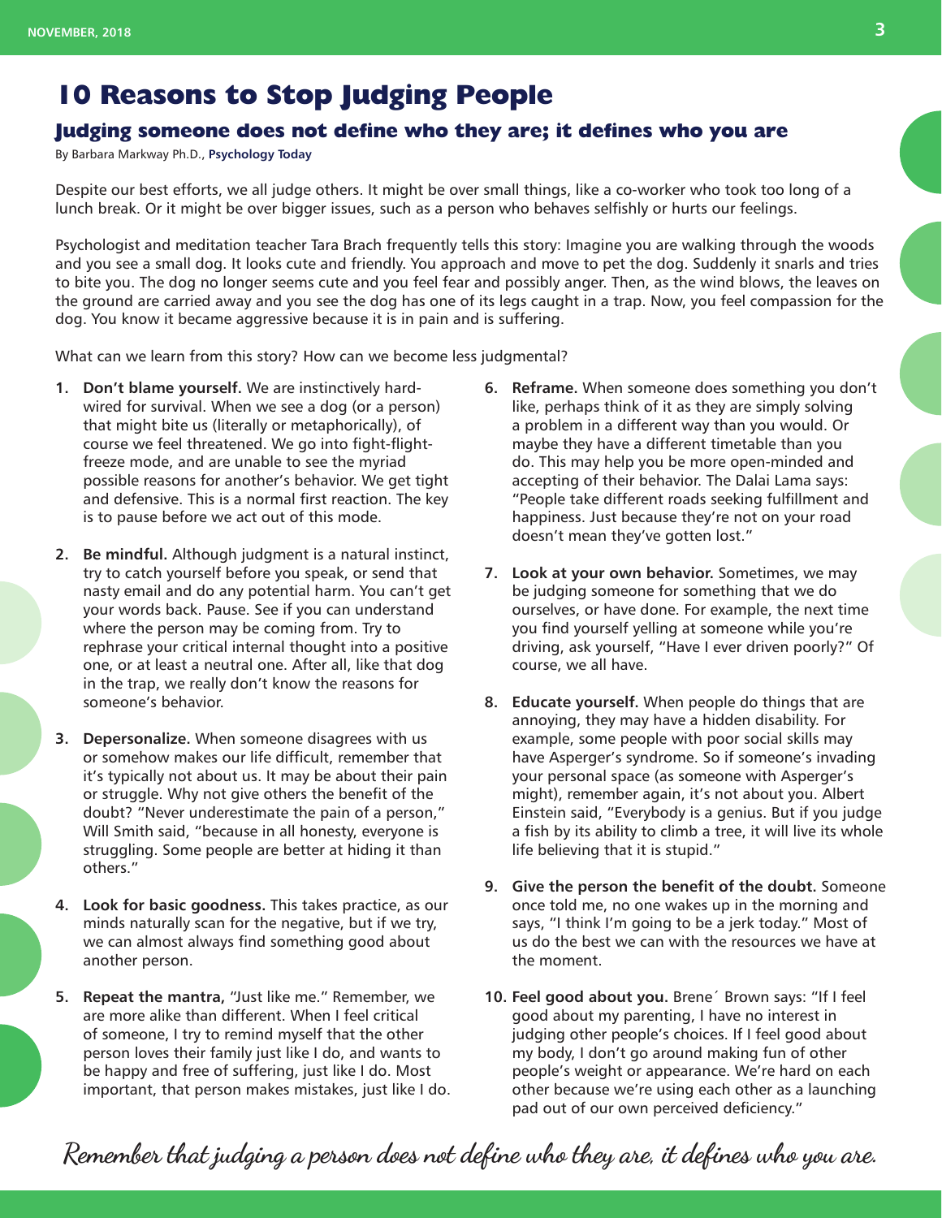# 10 Reasons to Stop Judging People

## Judging someone does not define who they are; it defines who you are

By Barbara Markway Ph.D., **Psychology Today**

Despite our best efforts, we all judge others. It might be over small things, like a co-worker who took too long of a lunch break. Or it might be over bigger issues, such as a person who behaves selfishly or hurts our feelings.

Psychologist and meditation teacher Tara Brach frequently tells this story: Imagine you are walking through the woods and you see a small dog. It looks cute and friendly. You approach and move to pet the dog. Suddenly it snarls and tries to bite you. The dog no longer seems cute and you feel fear and possibly anger. Then, as the wind blows, the leaves on the ground are carried away and you see the dog has one of its legs caught in a trap. Now, you feel compassion for the dog. You know it became aggressive because it is in pain and is suffering.

What can we learn from this story? How can we become less judgmental?

1. **Don't blame yourself.** We are instinctively hard-wired for survival. When we see a dog (or a person) that might bite us (literally or metaphorically), of course we feel threatened. We go into fight-flight-freeze mode, and are unable to see the myriad possible reasons for another's behavior. We get tight and defensive. This is a normal first reaction. The key is to pause before we act out of this mode.

2. **Be mindful.** Although judgment is a natural instinct, try to catch yourself before you speak, or send that nasty email and do any potential harm. You can't get your words back. Pause. See if you can understand where the person may be coming from. Try to rephrase your critical internal thought into a positive one, or at least a neutral one. After all, like that dog in the trap, we really don't know the reasons for someone's behavior.

3. **Depersonalize.** When someone disagrees with us or somehow makes our life difficult, remember that it's typically not about us. It may be about their pain or struggle. Why not give others the benefit of the doubt? "Never underestimate the pain of a person," Will Smith said, "because in all honesty, everyone is struggling. Some people are better at hiding it than others."

4. **Look for basic goodness.** This takes practice, as our minds naturally scan for the negative, but if we try, we can almost always find something good about another person.

5. **Repeat the mantra,** "Just like me." Remember, we are more alike than different. When I feel critical of someone, I try to remind myself that the other person loves their family just like I do, and wants to be happy and free of suffering, just like I do. Most important, that person makes mistakes, just like I do.

6. **Reframe.** When someone does something you don't like, perhaps think of it as they are simply solving a problem in a different way than you would. Or maybe they have a different timetable than you do. This may help you be more open-minded and accepting of their behavior. The Dalai Lama says: "People take different roads seeking fulfillment and happiness. Just because they're not on your road doesn't mean they've gotten lost."

7. **Look at your own behavior.** Sometimes, we may be judging someone for something that we do ourselves, or have done. For example, the next time you find yourself yelling at someone while you're driving, ask yourself, "Have I ever driven poorly?" Of course, we all have.

8. **Educate yourself.** When people do things that are annoying, they may have a hidden disability. For example, some people with poor social skills may have Asperger's syndrome. So if someone's invading your personal space (as someone with Asperger's might), remember again, it's not about you. Albert Einstein said, "Everybody is a genius. But if you judge a fish by its ability to climb a tree, it will live its whole life believing that it is stupid."

9. **Give the person the benefit of the doubt.** Someone once told me, no one wakes up in the morning and says, "I think I'm going to be a jerk today." Most of us do the best we can with the resources we have at the moment.

10. **Feel good about you.** Brene´ Brown says: "If I feel good about my parenting, I have no interest in judging other people's choices. If I feel good about my body, I don't go around making fun of other people's weight or appearance. We're hard on each other because we're using each other as a launching pad out of our own perceived deficiency."

*Remember that judging a person does not define who they are, it defines who you are.*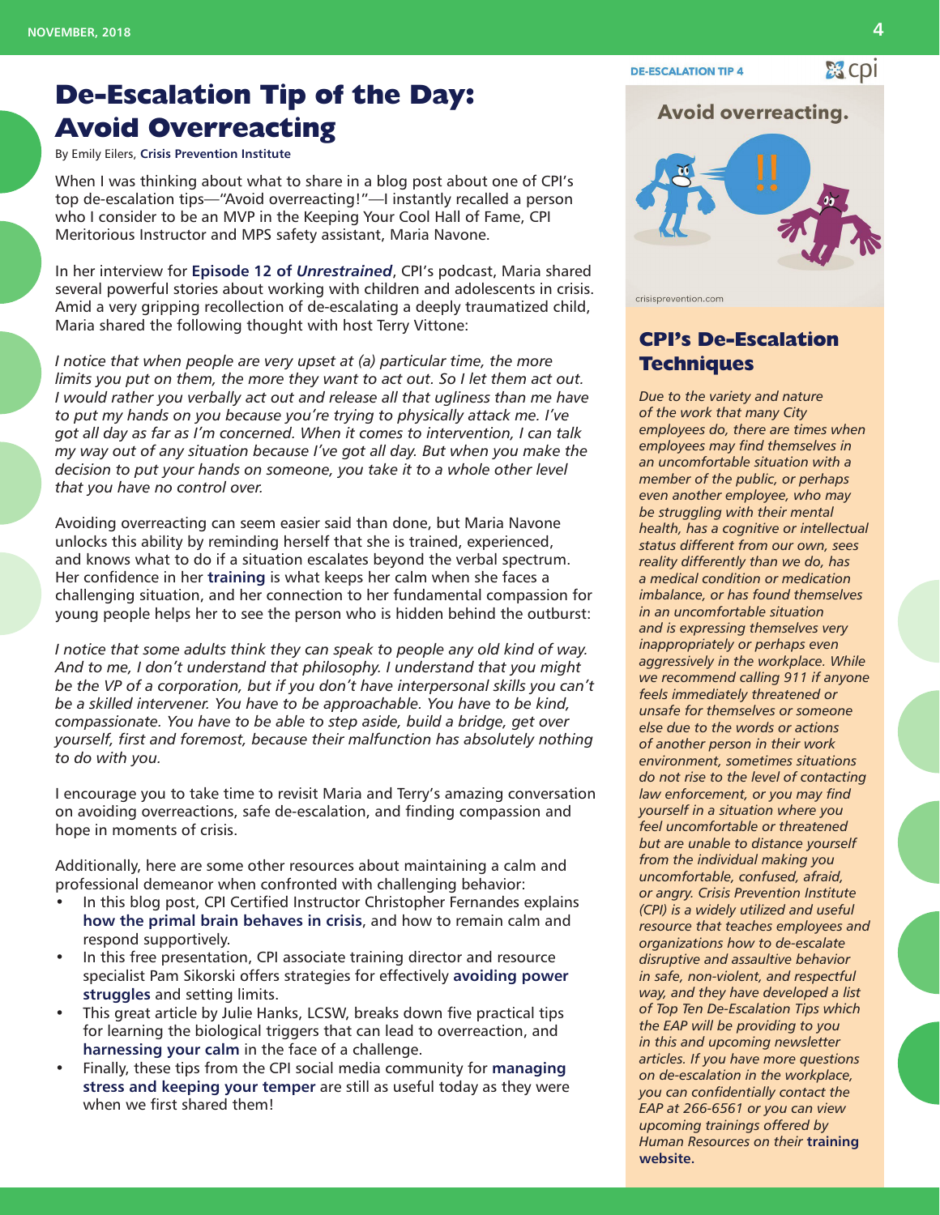# De-Escalation Tip of the Day: Avoid Overreacting

By Emily Eilers, **Crisis Prevention Institute**

When I was thinking about what to share in a blog post about one of CPI's top de-escalation tips—"Avoid overreacting!"—I instantly recalled a person who I consider to be an MVP in the Keeping Your Cool Hall of Fame, CPI Meritorious Instructor and MPS safety assistant, Maria Navone.

In her interview for **Episode 12 of *Unrestrained***, CPI's podcast, Maria shared several powerful stories about working with children and adolescents in crisis. Amid a very gripping recollection of de-escalating a deeply traumatized child, Maria shared the following thought with host Terry Vittone:

*I notice that when people are very upset at (a) particular time, the more limits you put on them, the more they want to act out. So I let them act out. I would rather you verbally act out and release all that ugliness than me have to put my hands on you because you're trying to physically attack me. I've got all day as far as I'm concerned. When it comes to intervention, I can talk my way out of any situation because I've got all day. But when you make the decision to put your hands on someone, you take it to a whole other level that you have no control over.*

Avoiding overreacting can seem easier said than done, but Maria Navone unlocks this ability by reminding herself that she is trained, experienced, and knows what to do if a situation escalates beyond the verbal spectrum. Her confidence in her **training** is what keeps her calm when she faces a challenging situation, and her connection to her fundamental compassion for young people helps her to see the person who is hidden behind the outburst:

*I notice that some adults think they can speak to people any old kind of way. And to me, I don't understand that philosophy. I understand that you might be the VP of a corporation, but if you don't have interpersonal skills you can't be a skilled intervener. You have to be approachable. You have to be kind, compassionate. You have to be able to step aside, build a bridge, get over yourself, first and foremost, because their malfunction has absolutely nothing to do with you.*

I encourage you to take time to revisit Maria and Terry's amazing conversation on avoiding overreactions, safe de-escalation, and finding compassion and hope in moments of crisis.

Additionally, here are some other resources about maintaining a calm and professional demeanor when confronted with challenging behavior:

- In this blog post, CPI Certified Instructor Christopher Fernandes explains **how the primal brain behaves in crisis**, and how to remain calm and respond supportively.
- In this free presentation, CPI associate training director and resource specialist Pam Sikorski offers strategies for effectively **avoiding power struggles** and setting limits.
- This great article by Julie Hanks, LCSW, breaks down five practical tips for learning the biological triggers that can lead to overreaction, and **harnessing your calm** in the face of a challenge.
- Finally, these tips from the CPI social media community for **managing stress and keeping your temper** are still as useful today as they were when we first shared them!

DE-ESCALATION TIP 4

Avoid overreacting.

crisisprevention.com

## CPI's De-Escalation Techniques

*Due to the variety and nature of the work that many City employees do, there are times when employees may find themselves in an uncomfortable situation with a member of the public, or perhaps even another employee, who may be struggling with their mental health, has a cognitive or intellectual status different from our own, sees reality differently than we do, has a medical condition or medication imbalance, or has found themselves in an uncomfortable situation and is expressing themselves very inappropriately or perhaps even aggressively in the workplace. While we recommend calling 911 if anyone feels immediately threatened or unsafe for themselves or someone else due to the words or actions of another person in their work environment, sometimes situations do not rise to the level of contacting law enforcement, or you may find yourself in a situation where you feel uncomfortable or threatened but are unable to distance yourself from the individual making you uncomfortable, confused, afraid, or angry. Crisis Prevention Institute (CPI) is a widely utilized and useful resource that teaches employees and organizations how to de-escalate disruptive and assaultive behavior in safe, non-violent, and respectful way, and they have developed a list of Top Ten De-Escalation Tips which the EAP will be providing to you in this and upcoming newsletter articles. If you have more questions on de-escalation in the workplace, you can confidentially contact the EAP at 266-6561 or you can view upcoming trainings offered by Human Resources on their* **training website.**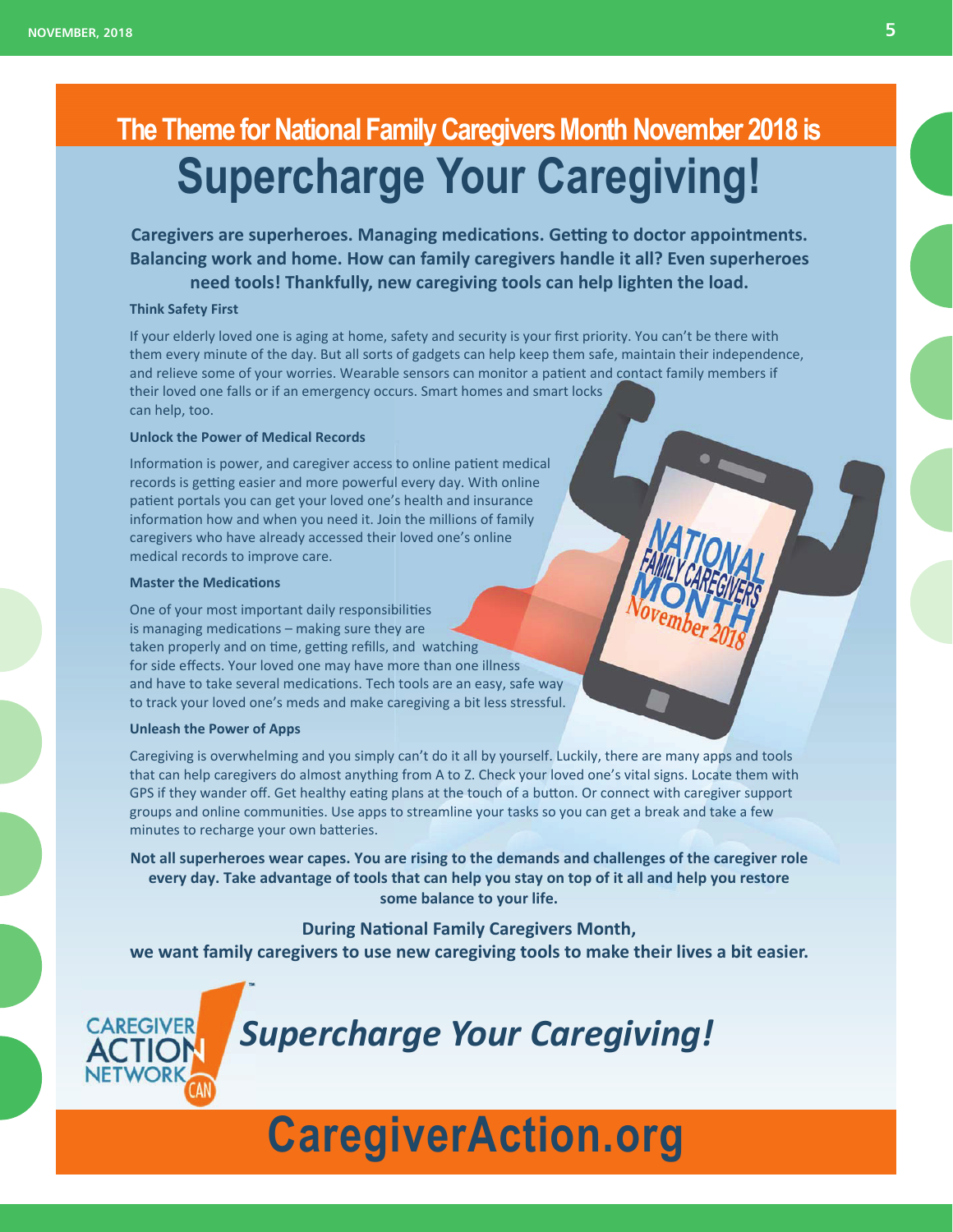## The Theme for National Family Caregivers Month November 2018 is

# Supercharge Your Caregiving!

**Caregivers are superheroes. Managing medications. Getting to doctor appointments. Balancing work and home. How can family caregivers handle it all? Even superheroes need tools! Thankfully, new caregiving tools can help lighten the load.**

### Think Safety First

If your elderly loved one is aging at home, safety and security is your first priority. You can't be there with them every minute of the day. But all sorts of gadgets can help keep them safe, maintain their independence, and relieve some of your worries. Wearable sensors can monitor a patient and contact family members if their loved one falls or if an emergency occurs. Smart homes and smart locks can help, too.

### Unlock the Power of Medical Records

Information is power, and caregiver access to online patient medical records is getting easier and more powerful every day. With online patient portals you can get your loved one's health and insurance information how and when you need it. Join the millions of family caregivers who have already accessed their loved one's online medical records to improve care.

### Master the Medications

One of your most important daily responsibilities is managing medications – making sure they are taken properly and on time, getting refills, and watching for side effects. Your loved one may have more than one illness and have to take several medications. Tech tools are an easy, safe way to track your loved one's meds and make caregiving a bit less stressful.

### Unleash the Power of Apps

Caregiving is overwhelming and you simply can't do it all by yourself. Luckily, there are many apps and tools that can help caregivers do almost anything from A to Z. Check your loved one's vital signs. Locate them with GPS if they wander off. Get healthy eating plans at the touch of a button. Or connect with caregiver support groups and online communities. Use apps to streamline your tasks so you can get a break and take a few minutes to recharge your own batteries.

**Not all superheroes wear capes. You are rising to the demands and challenges of the caregiver role every day. Take advantage of tools that can help you stay on top of it all and help you restore some balance to your life.**

**During National Family Caregivers Month,**
**we want family caregivers to use new caregiving tools to make their lives a bit easier.**

CAREGIVER ACTION NETWORK (CAN)

***Supercharge Your Caregiving!***

# CaregiverAction.org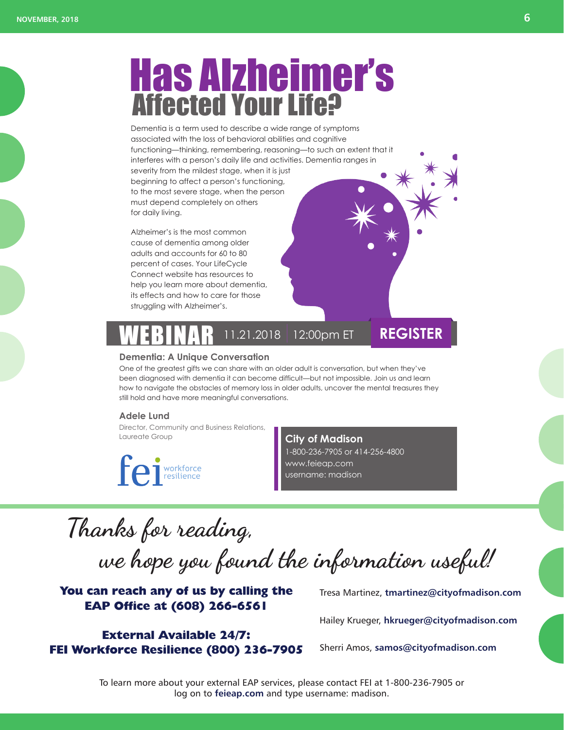# Has Alzheimer's Affected Your Life?

Dementia is a term used to describe a wide range of symptoms associated with the loss of behavioral abilities and cognitive functioning—thinking, remembering, reasoning—to such an extent that it interferes with a person's daily life and activities. Dementia ranges in severity from the mildest stage, when it is just beginning to affect a person's functioning, to the most severe stage, when the person must depend completely on others for daily living.

Alzheimer's is the most common cause of dementia among older adults and accounts for 60 to 80 percent of cases. Your LifeCycle Connect website has resources to help you learn more about dementia, its effects and how to care for those struggling with Alzheimer's.

## WEBINAR 11.21.2018 | 12:00pm ET — REGISTER

### Dementia: A Unique Conversation

One of the greatest gifts we can share with an older adult is conversation, but when they've been diagnosed with dementia it can become difficult—but not impossible. Join us and learn how to navigate the obstacles of memory loss in older adults, uncover the mental treasures they still hold and have more meaningful conversations.

**Adele Lund**
Director, Community and Business Relations, Laureate Group

fei workforce resilience

**City of Madison**
1-800-236-7905 or 414-256-4800
www.feieap.com
username: madison

*Thanks for reading, we hope you found the information useful!*

**You can reach any of us by calling the EAP Office at (608) 266-6561**

**External Available 24/7: FEI Workforce Resilience (800) 236-7905**

Tresa Martinez, **tmartinez@cityofmadison.com**

Hailey Krueger, **hkrueger@cityofmadison.com**

Sherri Amos, **samos@cityofmadison.com**

To learn more about your external EAP services, please contact FEI at 1-800-236-7905 or log on to **feieap.com** and type username: madison.